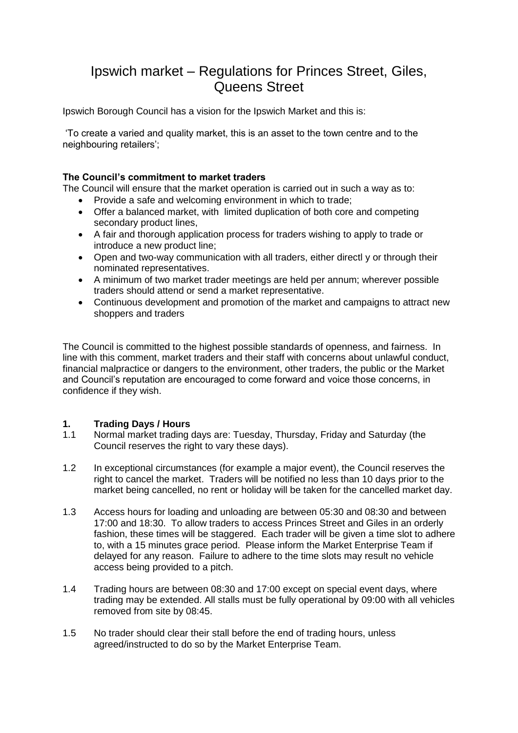# Ipswich market – Regulations for Princes Street, Giles, Queens Street

Ipswich Borough Council has a vision for the Ipswich Market and this is:

'To create a varied and quality market, this is an asset to the town centre and to the neighbouring retailers';

**The Council's commitment to market traders**

The Council will ensure that the market operation is carried out in such a way as to:

- Provide a safe and welcoming environment in which to trade;
- Offer a balanced market, with limited duplication of both core and competing secondary product lines,
- A fair and thorough application process for traders wishing to apply to trade or introduce a new product line;
- Open and two-way communication with all traders, either directl y or through their nominated representatives.
- A minimum of two market trader meetings are held per annum; wherever possible traders should attend or send a market representative.
- Continuous development and promotion of the market and campaigns to attract new shoppers and traders

The Council is committed to the highest possible standards of openness, and fairness. In line with this comment, market traders and their staff with concerns about unlawful conduct, financial malpractice or dangers to the environment, other traders, the public or the Market and Council's reputation are encouraged to come forward and voice those concerns, in confidence if they wish.

## 1. Trading Days / Hours

1.1 Normal market trading days are: Tuesday, Thursday, Friday and Saturday (the Council reserves the right to vary these days).

1.2 In exceptional circumstances (for example a major event), the Council reserves the right to cancel the market. Traders will be notified no less than 10 days prior to the market being cancelled, no rent or holiday will be taken for the cancelled market day.

1.3 Access hours for loading and unloading are between 05:30 and 08:30 and between 17:00 and 18:30. To allow traders to access Princes Street and Giles in an orderly fashion, these times will be staggered. Each trader will be given a time slot to adhere to, with a 15 minutes grace period. Please inform the Market Enterprise Team if delayed for any reason. Failure to adhere to the time slots may result no vehicle access being provided to a pitch.

1.4 Trading hours are between 08:30 and 17:00 except on special event days, where trading may be extended. All stalls must be fully operational by 09:00 with all vehicles removed from site by 08:45.

1.5 No trader should clear their stall before the end of trading hours, unless agreed/instructed to do so by the Market Enterprise Team.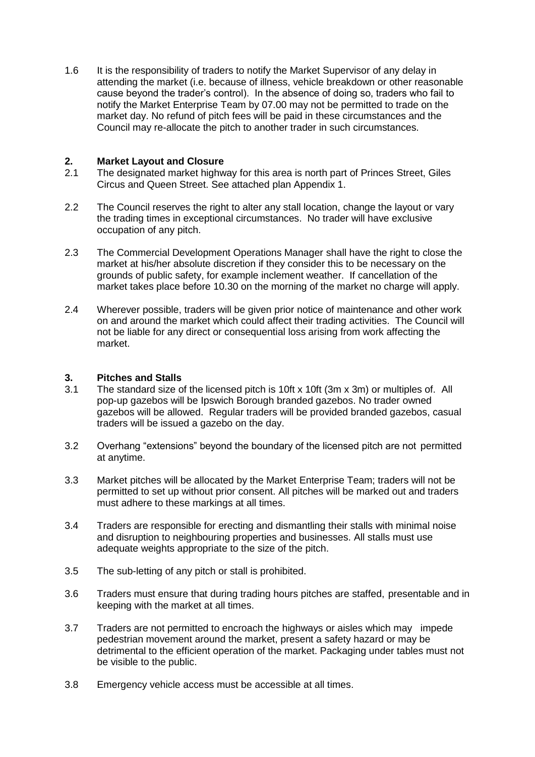1.6 It is the responsibility of traders to notify the Market Supervisor of any delay in attending the market (i.e. because of illness, vehicle breakdown or other reasonable cause beyond the trader's control). In the absence of doing so, traders who fail to notify the Market Enterprise Team by 07.00 may not be permitted to trade on the market day. No refund of pitch fees will be paid in these circumstances and the Council may re-allocate the pitch to another trader in such circumstances.

## 2. Market Layout and Closure

2.1 The designated market highway for this area is north part of Princes Street, Giles Circus and Queen Street. See attached plan Appendix 1.

2.2 The Council reserves the right to alter any stall location, change the layout or vary the trading times in exceptional circumstances. No trader will have exclusive occupation of any pitch.

2.3 The Commercial Development Operations Manager shall have the right to close the market at his/her absolute discretion if they consider this to be necessary on the grounds of public safety, for example inclement weather. If cancellation of the market takes place before 10.30 on the morning of the market no charge will apply.

2.4 Wherever possible, traders will be given prior notice of maintenance and other work on and around the market which could affect their trading activities. The Council will not be liable for any direct or consequential loss arising from work affecting the market.

## 3. Pitches and Stalls

3.1 The standard size of the licensed pitch is 10ft x 10ft (3m x 3m) or multiples of. All pop-up gazebos will be Ipswich Borough branded gazebos. No trader owned gazebos will be allowed. Regular traders will be provided branded gazebos, casual traders will be issued a gazebo on the day.

3.2 Overhang "extensions" beyond the boundary of the licensed pitch are not permitted at anytime.

3.3 Market pitches will be allocated by the Market Enterprise Team; traders will not be permitted to set up without prior consent. All pitches will be marked out and traders must adhere to these markings at all times.

3.4 Traders are responsible for erecting and dismantling their stalls with minimal noise and disruption to neighbouring properties and businesses. All stalls must use adequate weights appropriate to the size of the pitch.

3.5 The sub-letting of any pitch or stall is prohibited.

3.6 Traders must ensure that during trading hours pitches are staffed, presentable and in keeping with the market at all times.

3.7 Traders are not permitted to encroach the highways or aisles which may impede pedestrian movement around the market, present a safety hazard or may be detrimental to the efficient operation of the market. Packaging under tables must not be visible to the public.

3.8 Emergency vehicle access must be accessible at all times.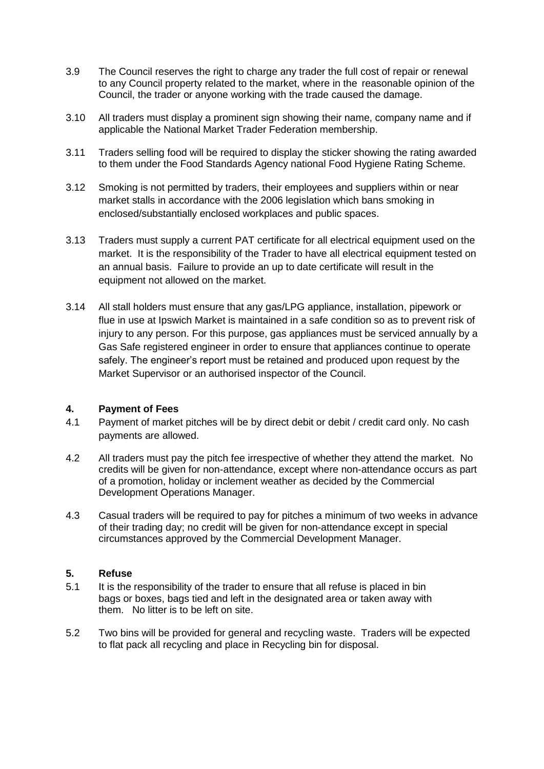3.9 The Council reserves the right to charge any trader the full cost of repair or renewal to any Council property related to the market, where in the reasonable opinion of the Council, the trader or anyone working with the trade caused the damage.

3.10 All traders must display a prominent sign showing their name, company name and if applicable the National Market Trader Federation membership.

3.11 Traders selling food will be required to display the sticker showing the rating awarded to them under the Food Standards Agency national Food Hygiene Rating Scheme.

3.12 Smoking is not permitted by traders, their employees and suppliers within or near market stalls in accordance with the 2006 legislation which bans smoking in enclosed/substantially enclosed workplaces and public spaces.

3.13 Traders must supply a current PAT certificate for all electrical equipment used on the market. It is the responsibility of the Trader to have all electrical equipment tested on an annual basis. Failure to provide an up to date certificate will result in the equipment not allowed on the market.

3.14 All stall holders must ensure that any gas/LPG appliance, installation, pipework or flue in use at Ipswich Market is maintained in a safe condition so as to prevent risk of injury to any person. For this purpose, gas appliances must be serviced annually by a Gas Safe registered engineer in order to ensure that appliances continue to operate safely. The engineer's report must be retained and produced upon request by the Market Supervisor or an authorised inspector of the Council.

## 4. Payment of Fees

4.1 Payment of market pitches will be by direct debit or debit / credit card only. No cash payments are allowed.

4.2 All traders must pay the pitch fee irrespective of whether they attend the market. No credits will be given for non-attendance, except where non-attendance occurs as part of a promotion, holiday or inclement weather as decided by the Commercial Development Operations Manager.

4.3 Casual traders will be required to pay for pitches a minimum of two weeks in advance of their trading day; no credit will be given for non-attendance except in special circumstances approved by the Commercial Development Manager.

## 5. Refuse

5.1 It is the responsibility of the trader to ensure that all refuse is placed in bin bags or boxes, bags tied and left in the designated area or taken away with them. No litter is to be left on site.

5.2 Two bins will be provided for general and recycling waste. Traders will be expected to flat pack all recycling and place in Recycling bin for disposal.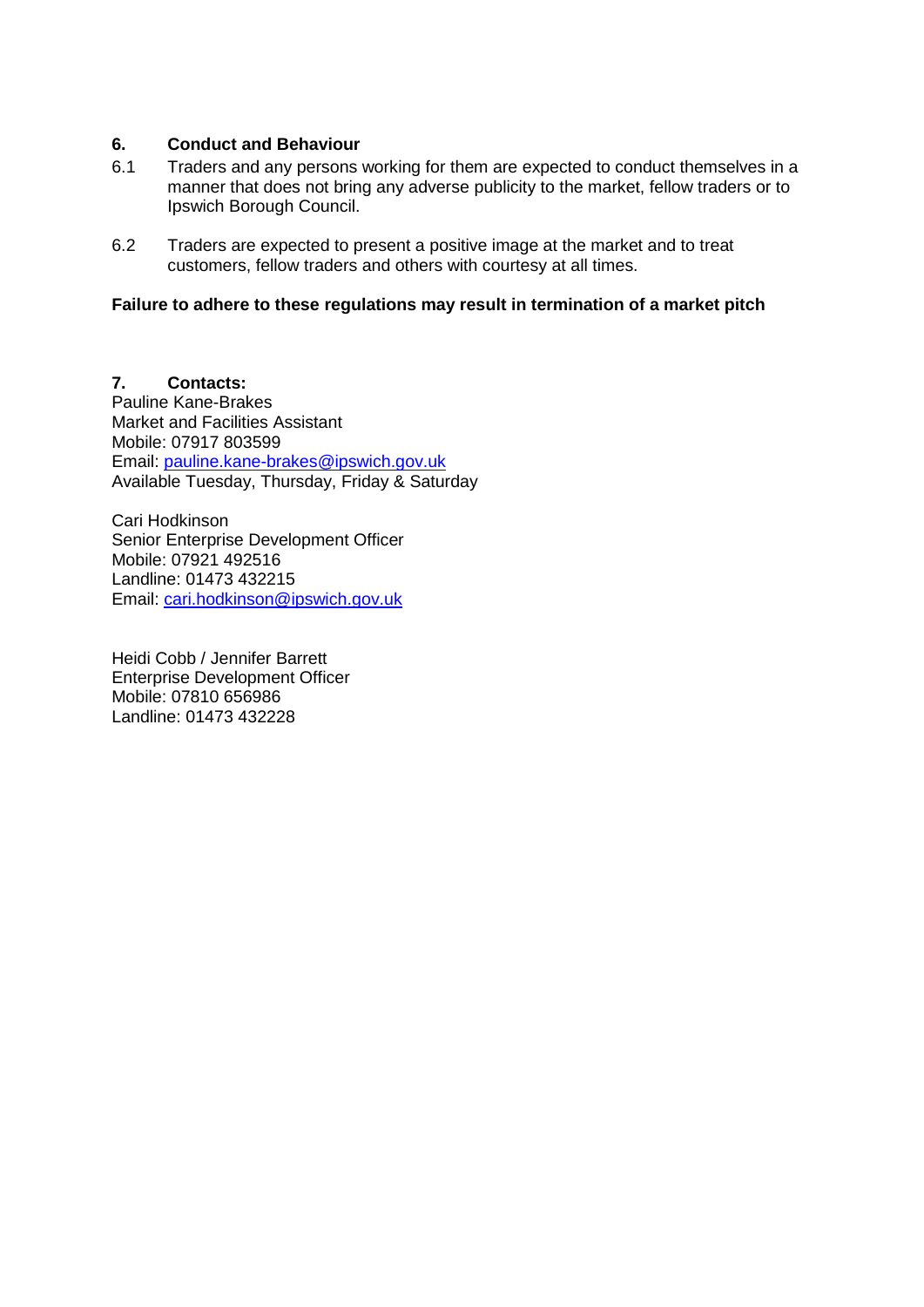## 6. Conduct and Behaviour

6.1 Traders and any persons working for them are expected to conduct themselves in a manner that does not bring any adverse publicity to the market, fellow traders or to Ipswich Borough Council.

6.2 Traders are expected to present a positive image at the market and to treat customers, fellow traders and others with courtesy at all times.

**Failure to adhere to these regulations may result in termination of a market pitch**

## 7. Contacts:

Pauline Kane-Brakes
Market and Facilities Assistant
Mobile: 07917 803599
Email: pauline.kane-brakes@ipswich.gov.uk
Available Tuesday, Thursday, Friday & Saturday

Cari Hodkinson
Senior Enterprise Development Officer
Mobile: 07921 492516
Landline: 01473 432215
Email: cari.hodkinson@ipswich.gov.uk

Heidi Cobb / Jennifer Barrett
Enterprise Development Officer
Mobile: 07810 656986
Landline: 01473 432228